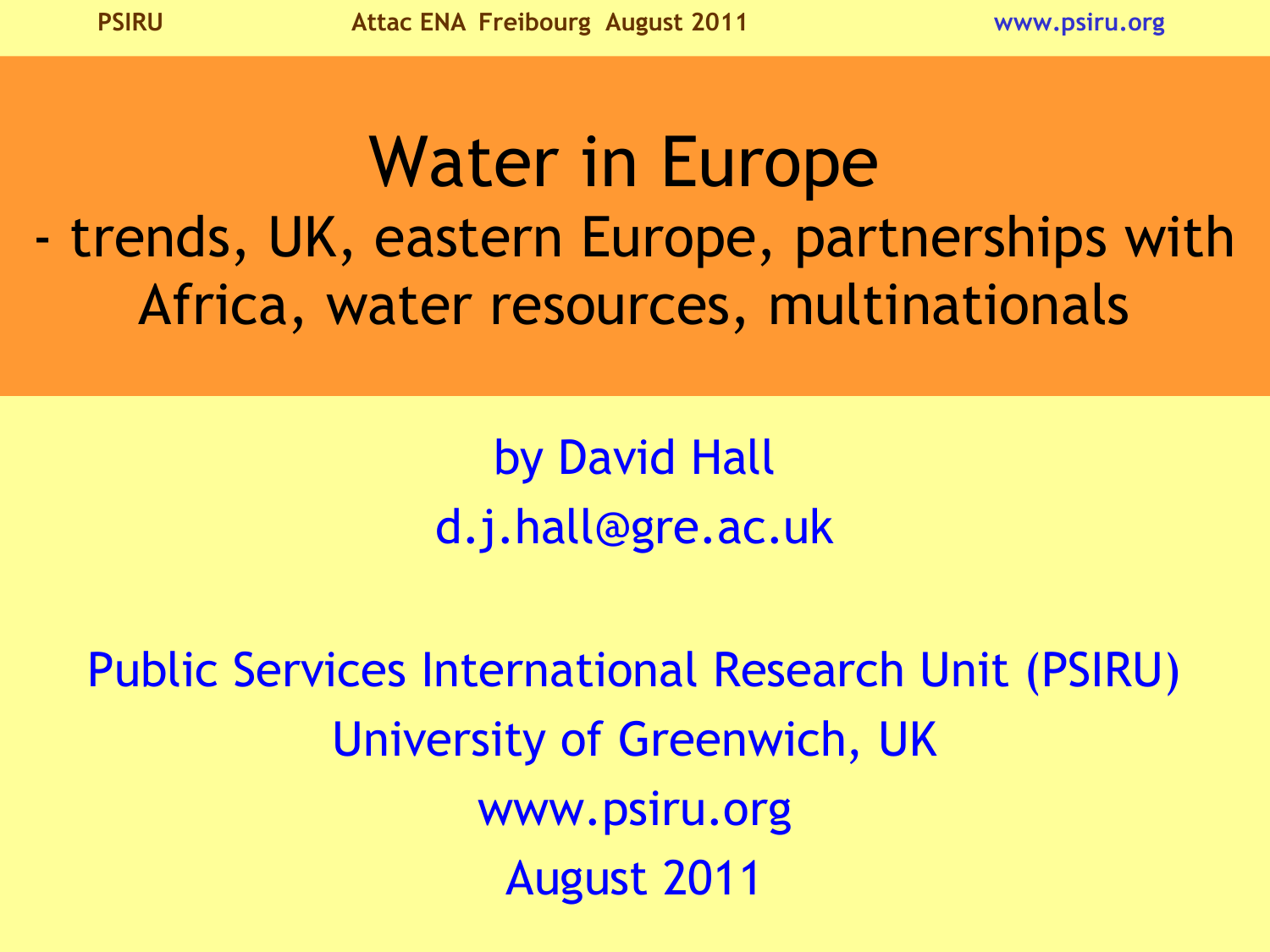# Water in Europe

## - trends, UK, eastern Europe, partnerships with Africa, water resources, multinationals

by David Hall

d.j.hall@gre.ac.uk

Public Services International Research Unit (PSIRU)

University of Greenwich, UK

www.psiru.org

August 2011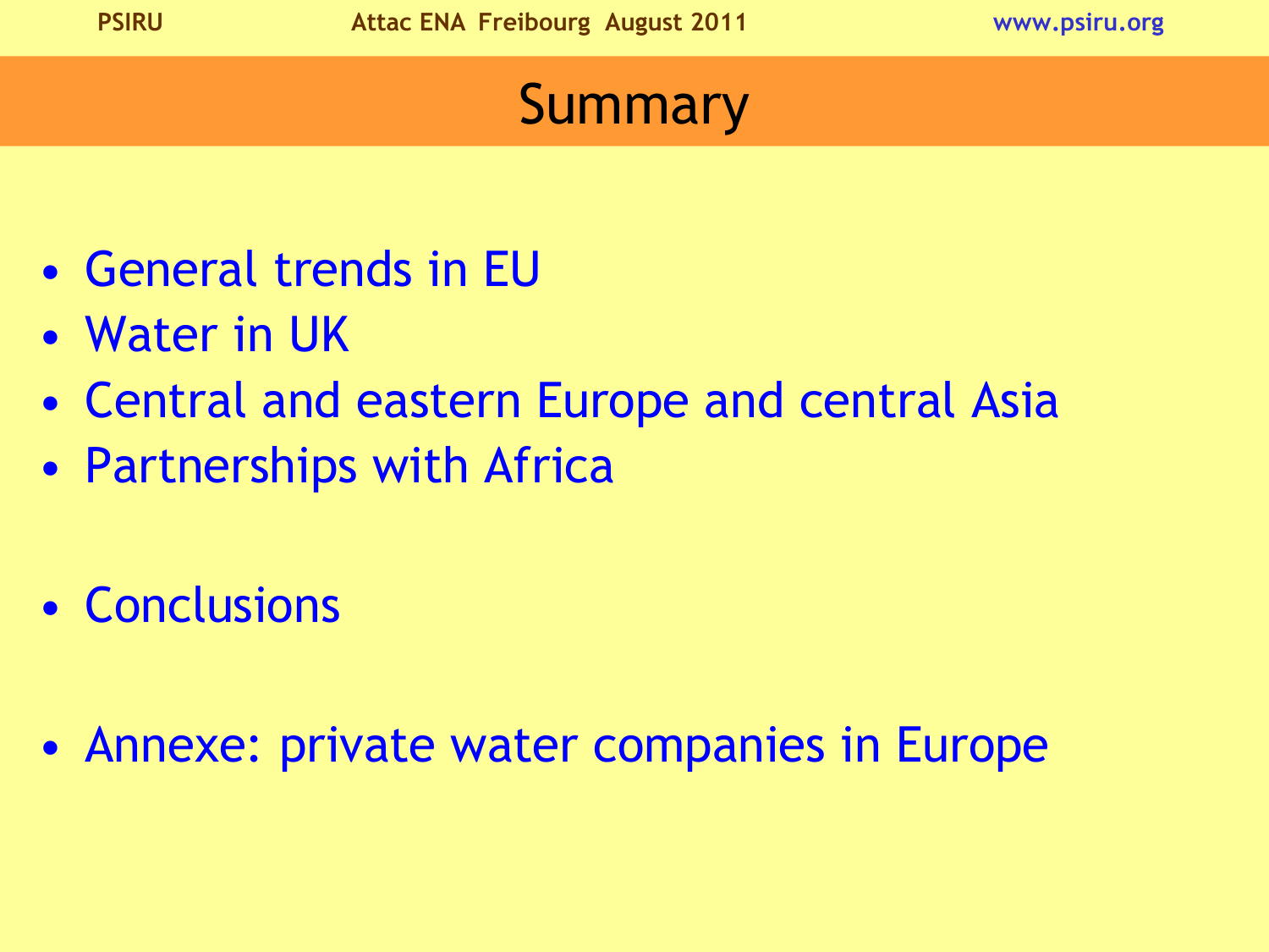# Summary

- General trends in EU
- Water in UK
- Central and eastern Europe and central Asia
- Partnerships with Africa

- Conclusions

- Annexe: private water companies in Europe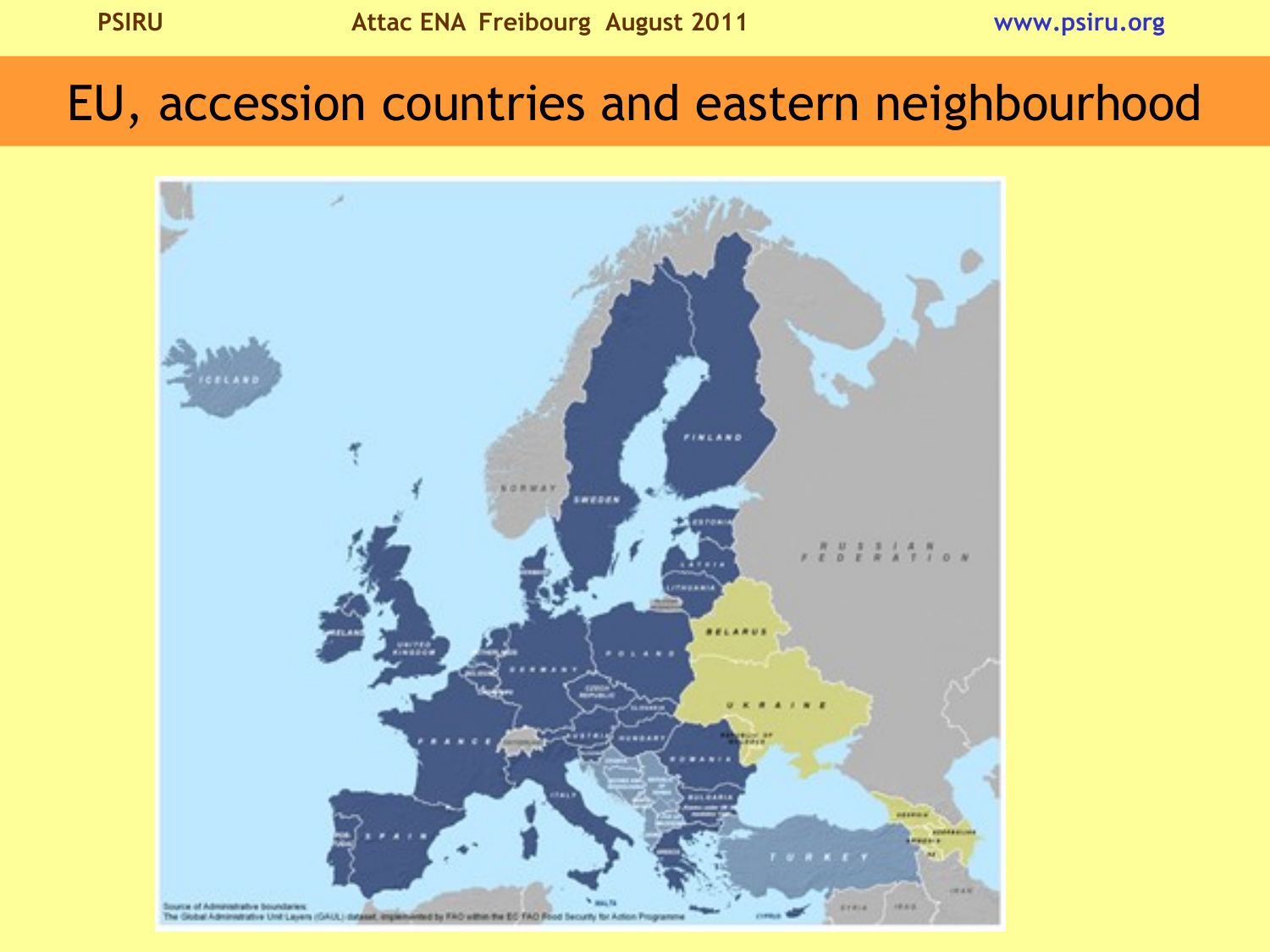# EU, accession countries and eastern neighbourhood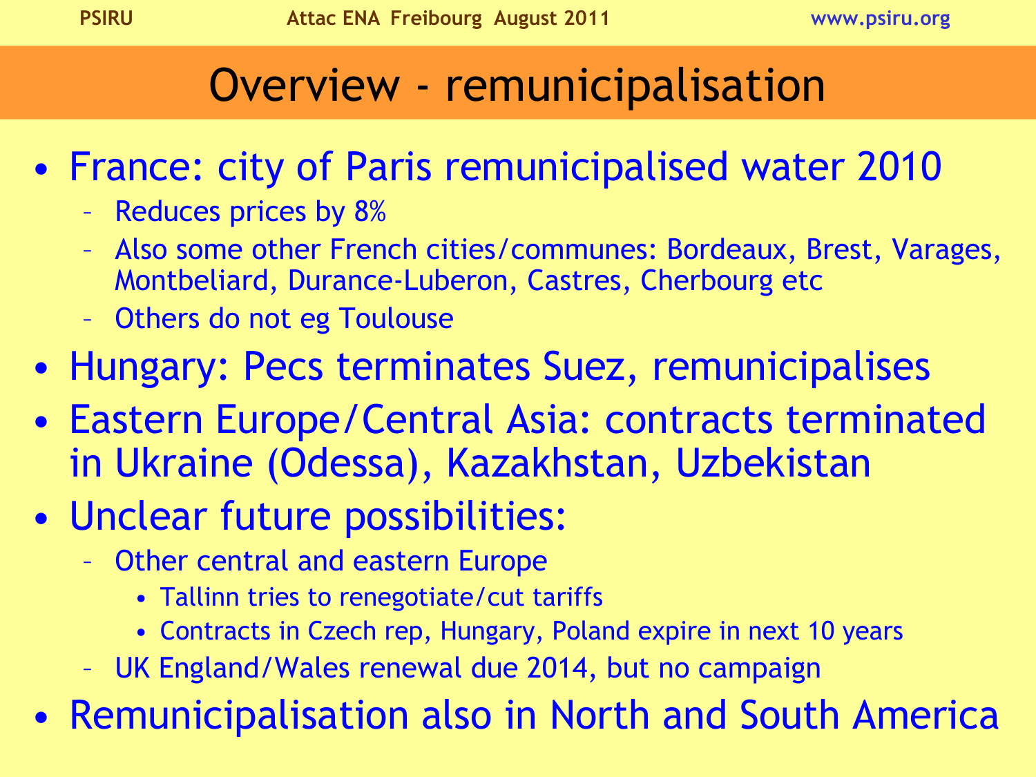# Overview - remunicipalisation

- France: city of Paris remunicipalised water 2010
  - Reduces prices by 8%
  - Also some other French cities/communes: Bordeaux, Brest, Varages, Montbeliard, Durance-Luberon, Castres, Cherbourg etc
  - Others do not eg Toulouse
- Hungary: Pecs terminates Suez, remunicipalises
- Eastern Europe/Central Asia: contracts terminated in Ukraine (Odessa), Kazakhstan, Uzbekistan
- Unclear future possibilities:
  - Other central and eastern Europe
    - Tallinn tries to renegotiate/cut tariffs
    - Contracts in Czech rep, Hungary, Poland expire in next 10 years
  - UK England/Wales renewal due 2014, but no campaign
- Remunicipalisation also in North and South America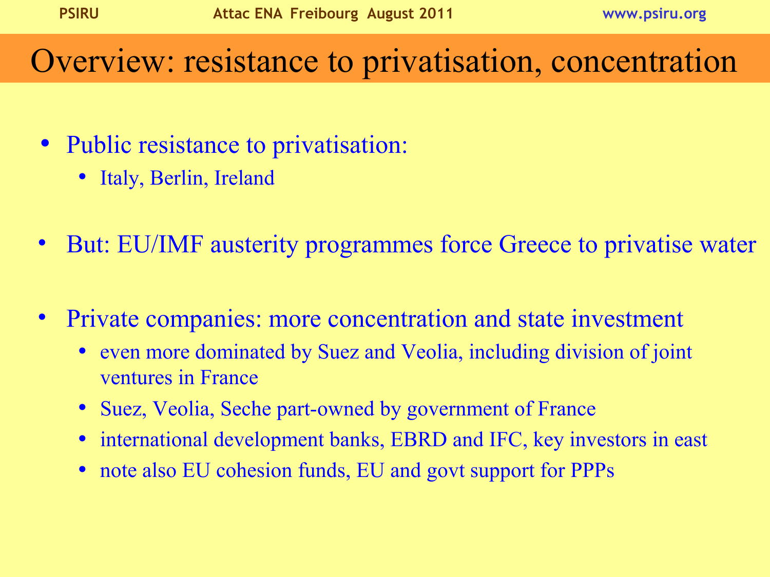# Overview: resistance to privatisation, concentration

- Public resistance to privatisation:
  - Italy, Berlin, Ireland
- But: EU/IMF austerity programmes force Greece to privatise water
- Private companies: more concentration and state investment
  - even more dominated by Suez and Veolia, including division of joint ventures in France
  - Suez, Veolia, Seche part-owned by government of France
  - international development banks, EBRD and IFC, key investors in east
  - note also EU cohesion funds, EU and govt support for PPPs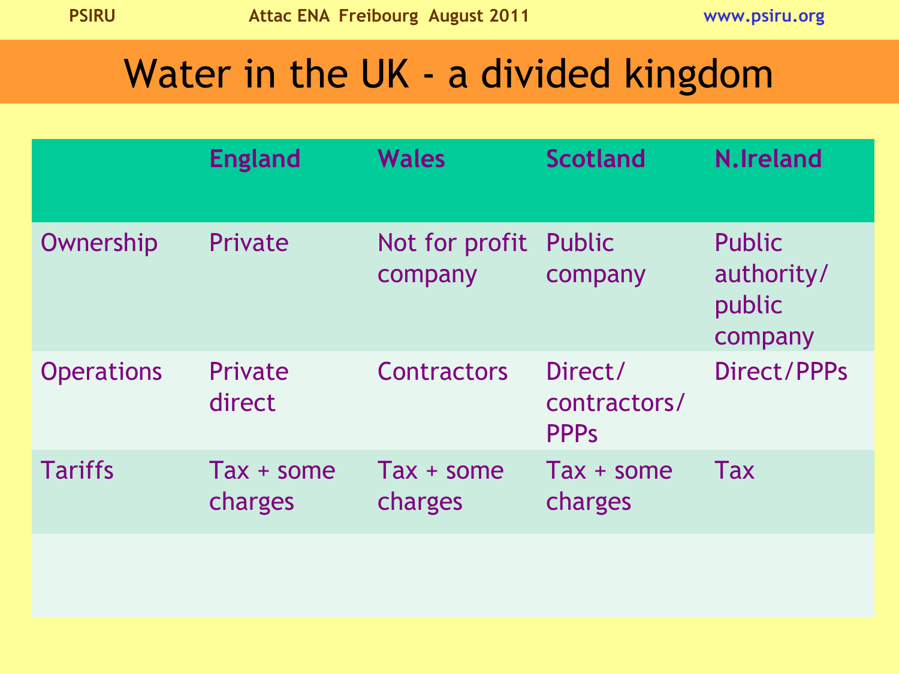# Water in the UK - a divided kingdom

| | England | Wales | Scotland | N.Ireland |
|---|---|---|---|---|
| Ownership | Private | Not for profit company | Public company | Public authority/ public company |
| Operations | Private direct | Contractors | Direct/ contractors/ PPPs | Direct/PPPs |
| Tariffs | Tax + some charges | Tax + some charges | Tax + some charges | Tax |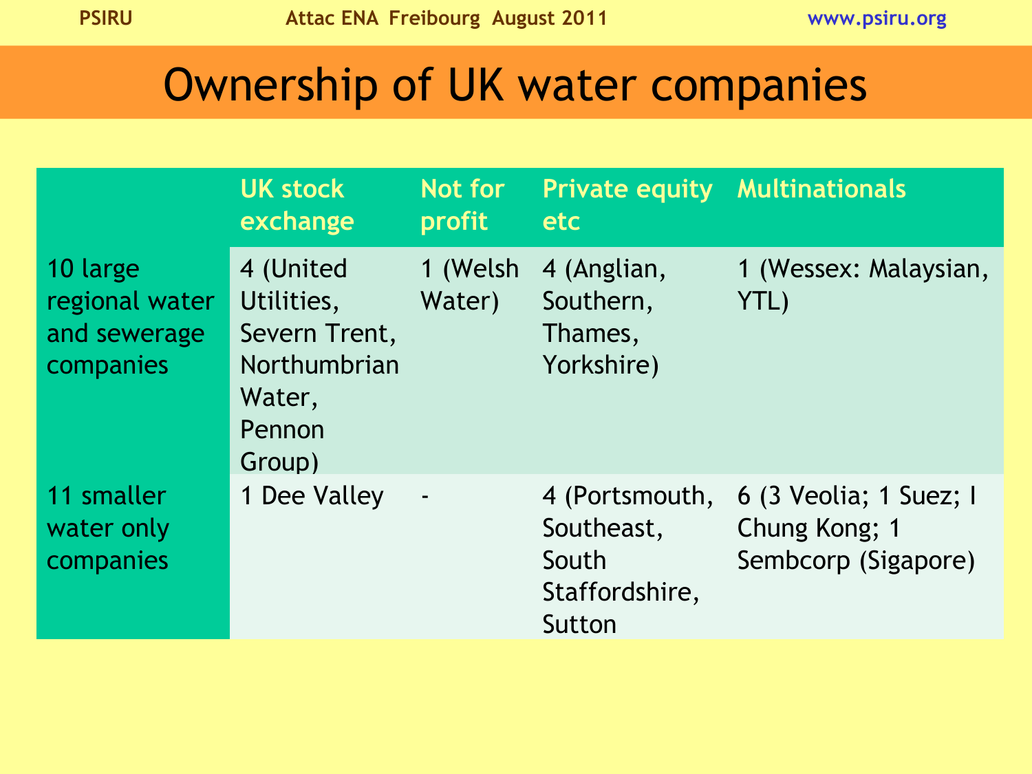# Ownership of UK water companies

| | UK stock exchange | Not for profit | Private equity etc | Multinationals |
|---|---|---|---|---|
| 10 large regional water and sewerage companies | 4 (United Utilities, Severn Trent, Northumbrian Water, Pennon Group) | 1 (Welsh Water) | 4 (Anglian, Southern, Thames, Yorkshire) | 1 (Wessex: Malaysian, YTL) |
| 11 smaller water only companies | 1 Dee Valley | - | 4 (Portsmouth, Southeast, South Staffordshire, Sutton | 6 (3 Veolia; 1 Suez; I Chung Kong; 1 Sembcorp (Sigapore) |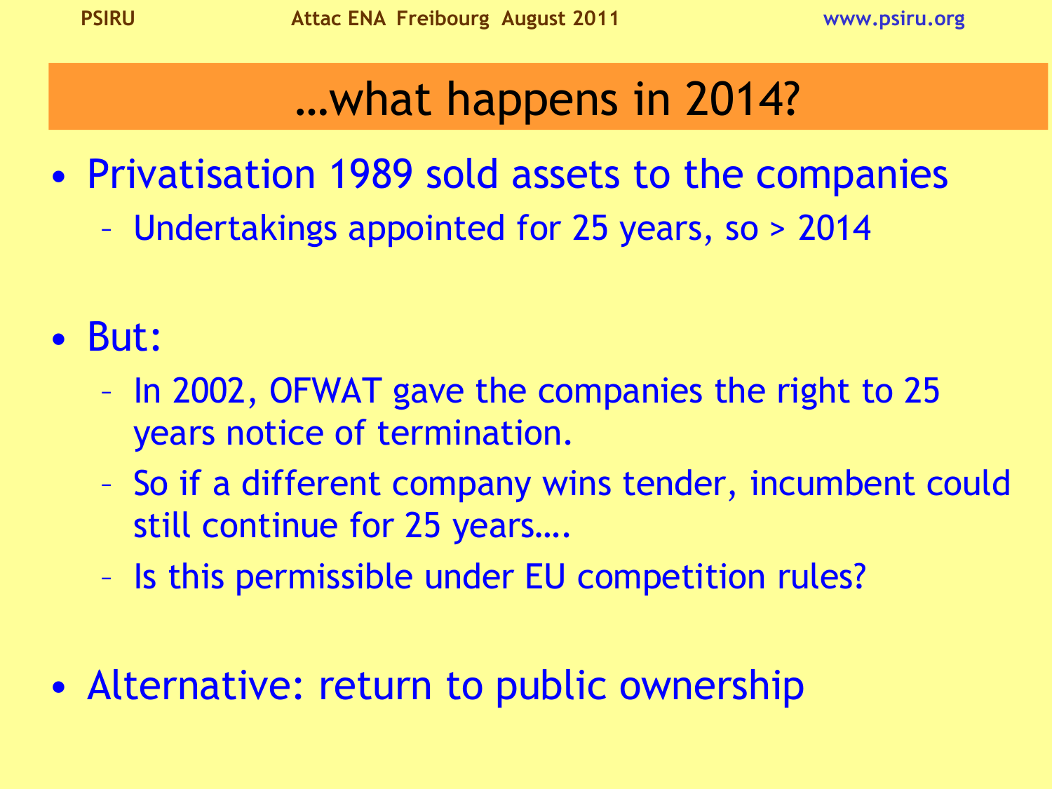# …what happens in 2014?

- Privatisation 1989 sold assets to the companies
  - Undertakings appointed for 25 years, so > 2014
- But:
  - In 2002, OFWAT gave the companies the right to 25 years notice of termination.
  - So if a different company wins tender, incumbent could still continue for 25 years….
  - Is this permissible under EU competition rules?
- Alternative: return to public ownership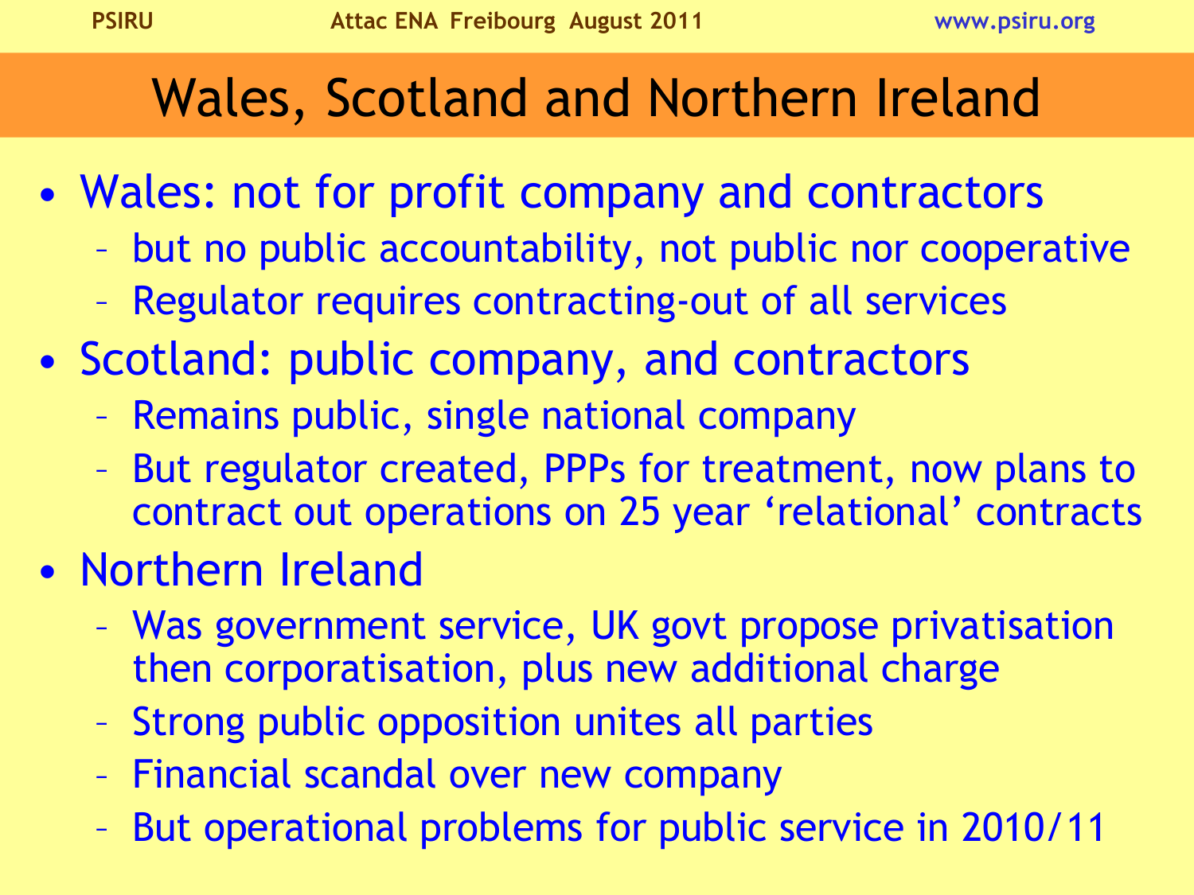# Wales, Scotland and Northern Ireland

- Wales: not for profit company and contractors
  - but no public accountability, not public nor cooperative
  - Regulator requires contracting-out of all services
- Scotland: public company, and contractors
  - Remains public, single national company
  - But regulator created, PPPs for treatment, now plans to contract out operations on 25 year ‘relational’ contracts
- Northern Ireland
  - Was government service, UK govt propose privatisation then corporatisation, plus new additional charge
  - Strong public opposition unites all parties
  - Financial scandal over new company
  - But operational problems for public service in 2010/11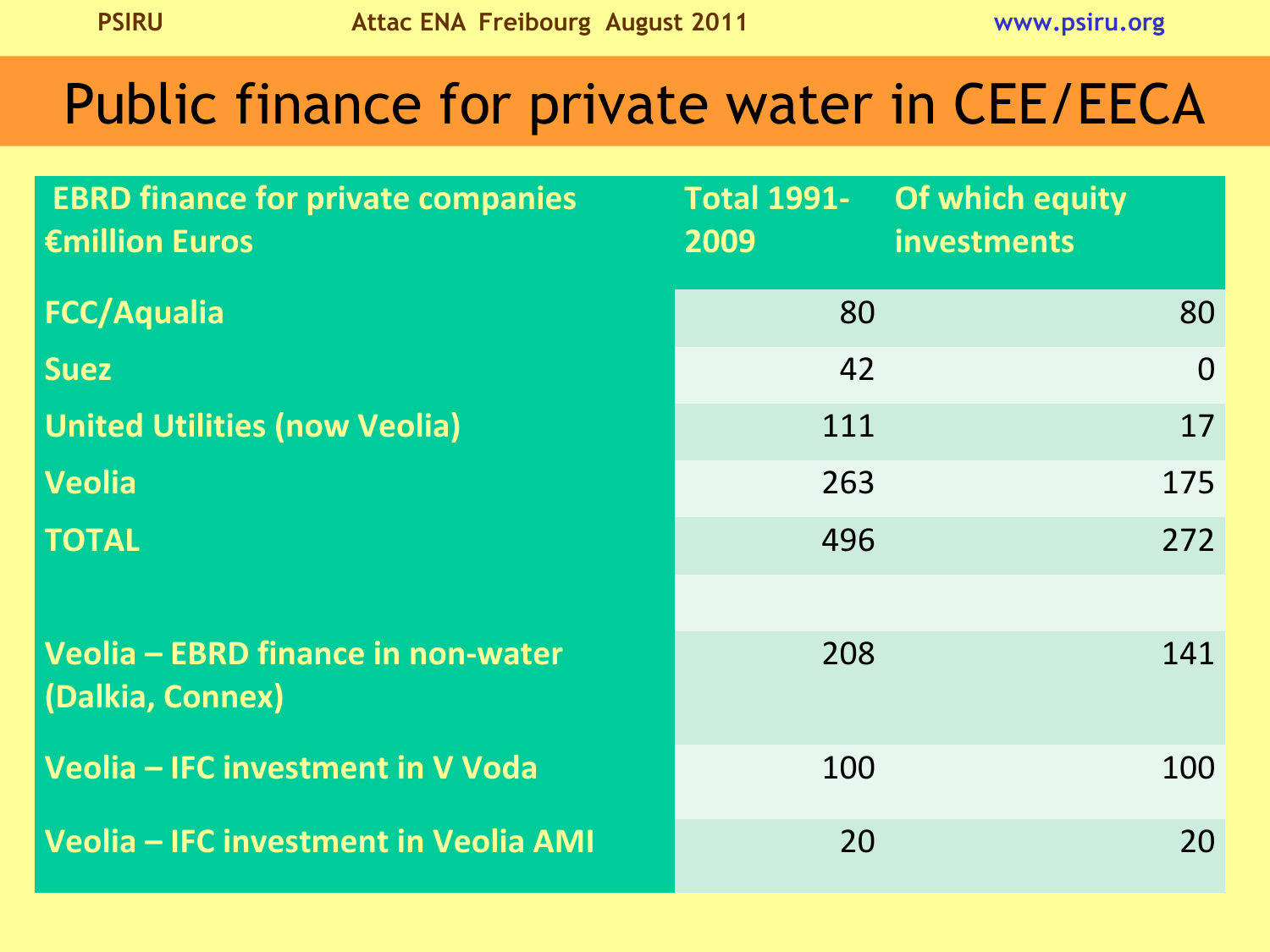# Public finance for private water in CEE/EECA

| EBRD finance for private companies €million Euros | Total 1991-2009 | Of which equity investments |
|---|---|---|
| FCC/Aqualia | 80 | 80 |
| Suez | 42 | 0 |
| United Utilities (now Veolia) | 111 | 17 |
| Veolia | 263 | 175 |
| TOTAL | 496 | 272 |
| | | |
| Veolia – EBRD finance in non-water (Dalkia, Connex) | 208 | 141 |
| Veolia – IFC investment in V Voda | 100 | 100 |
| Veolia – IFC investment in Veolia AMI | 20 | 20 |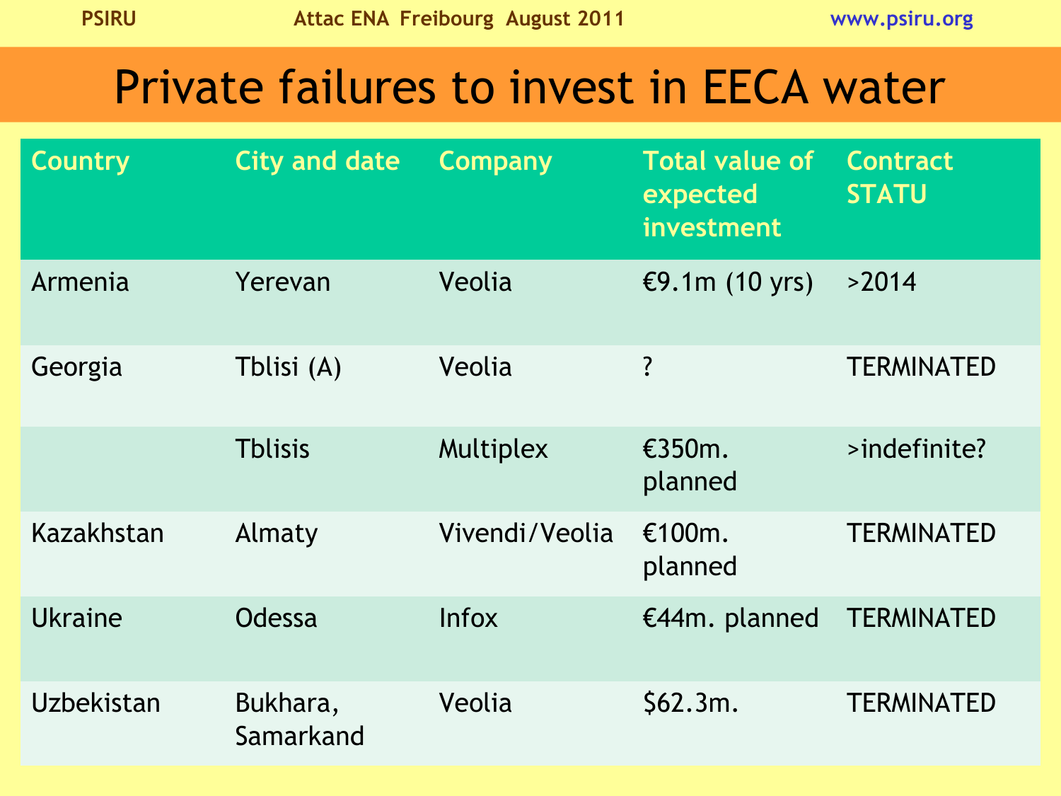# Private failures to invest in EECA water

| Country | City and date | Company | Total value of expected investment | Contract STATU |
| --- | --- | --- | --- | --- |
| Armenia | Yerevan | Veolia | €9.1m (10 yrs) | >2014 |
| Georgia | Tblisi (A) | Veolia | ? | TERMINATED |
| | Tblisis | Multiplex | €350m. planned | >indefinite? |
| Kazakhstan | Almaty | Vivendi/Veolia | €100m. planned | TERMINATED |
| Ukraine | Odessa | Infox | €44m. planned | TERMINATED |
| Uzbekistan | Bukhara, Samarkand | Veolia | $62.3m. | TERMINATED |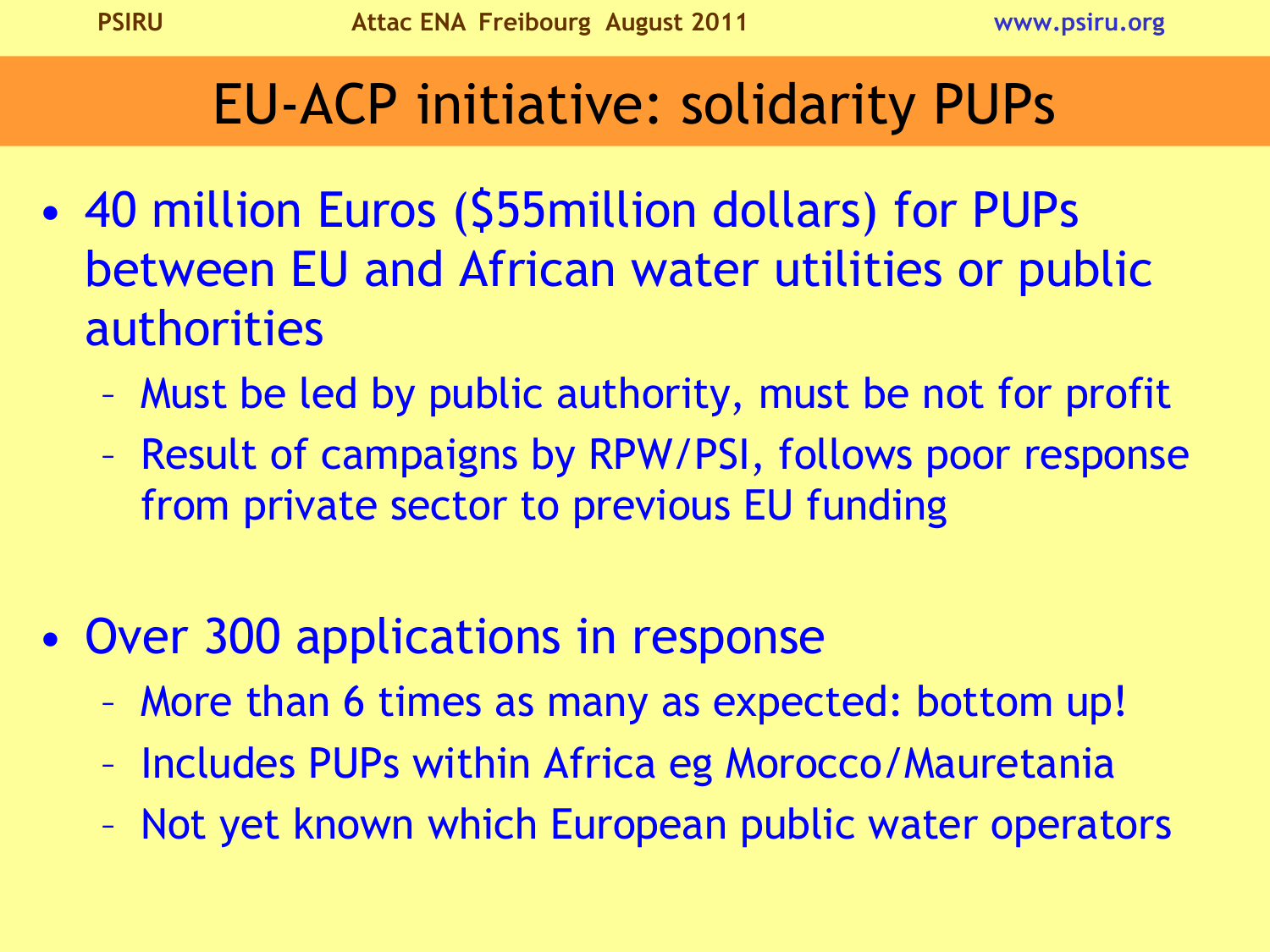# EU-ACP initiative: solidarity PUPs

- 40 million Euros ($55million dollars) for PUPs between EU and African water utilities or public authorities
  - Must be led by public authority, must be not for profit
  - Result of campaigns by RPW/PSI, follows poor response from private sector to previous EU funding
- Over 300 applications in response
  - More than 6 times as many as expected: bottom up!
  - Includes PUPs within Africa eg Morocco/Mauretania
  - Not yet known which European public water operators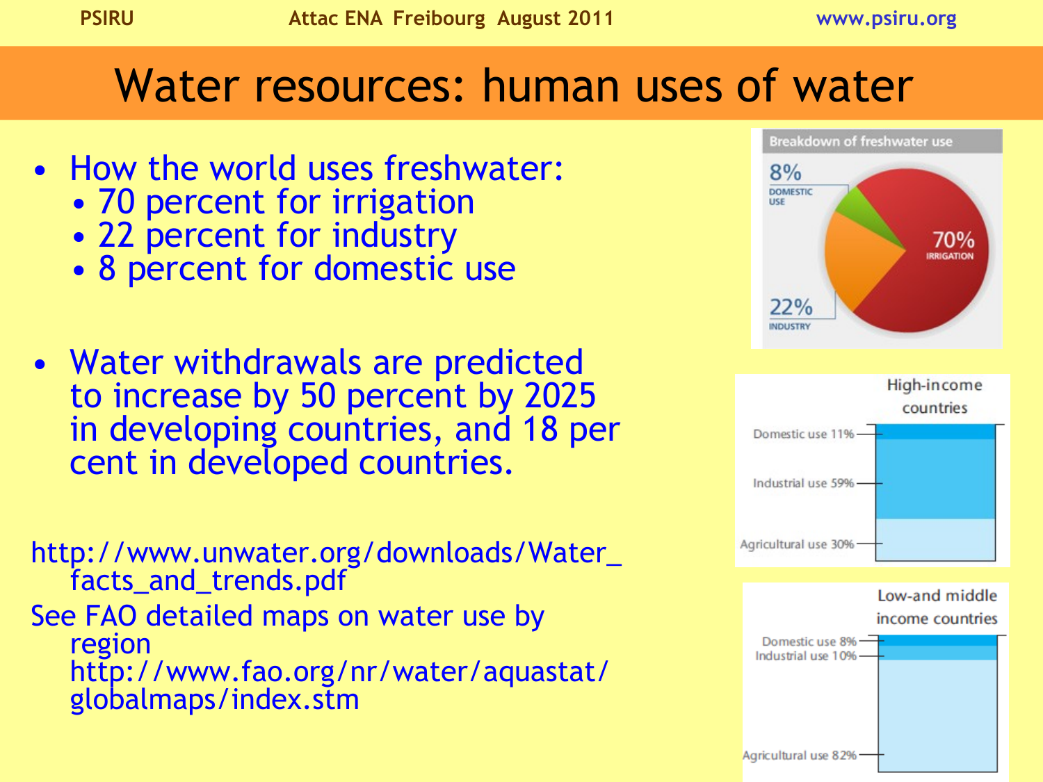# Water resources: human uses of water

- How the world uses freshwater:
  - 70 percent for irrigation
  - 22 percent for industry
  - 8 percent for domestic use

- Water withdrawals are predicted to increase by 50 percent by 2025 in developing countries, and 18 per cent in developed countries.

http://www.unwater.org/downloads/Water_facts_and_trends.pdf

See FAO detailed maps on water use by region http://www.fao.org/nr/water/aquastat/globalmaps/index.stm

Breakdown of freshwater use

8% DOMESTIC USE

70% IRRIGATION

22% INDUSTRY

High-income countries

Domestic use 11%

Industrial use 59%

Agricultural use 30%

Low-and middle income countries

Domestic use 8%

Industrial use 10%

Agricultural use 82%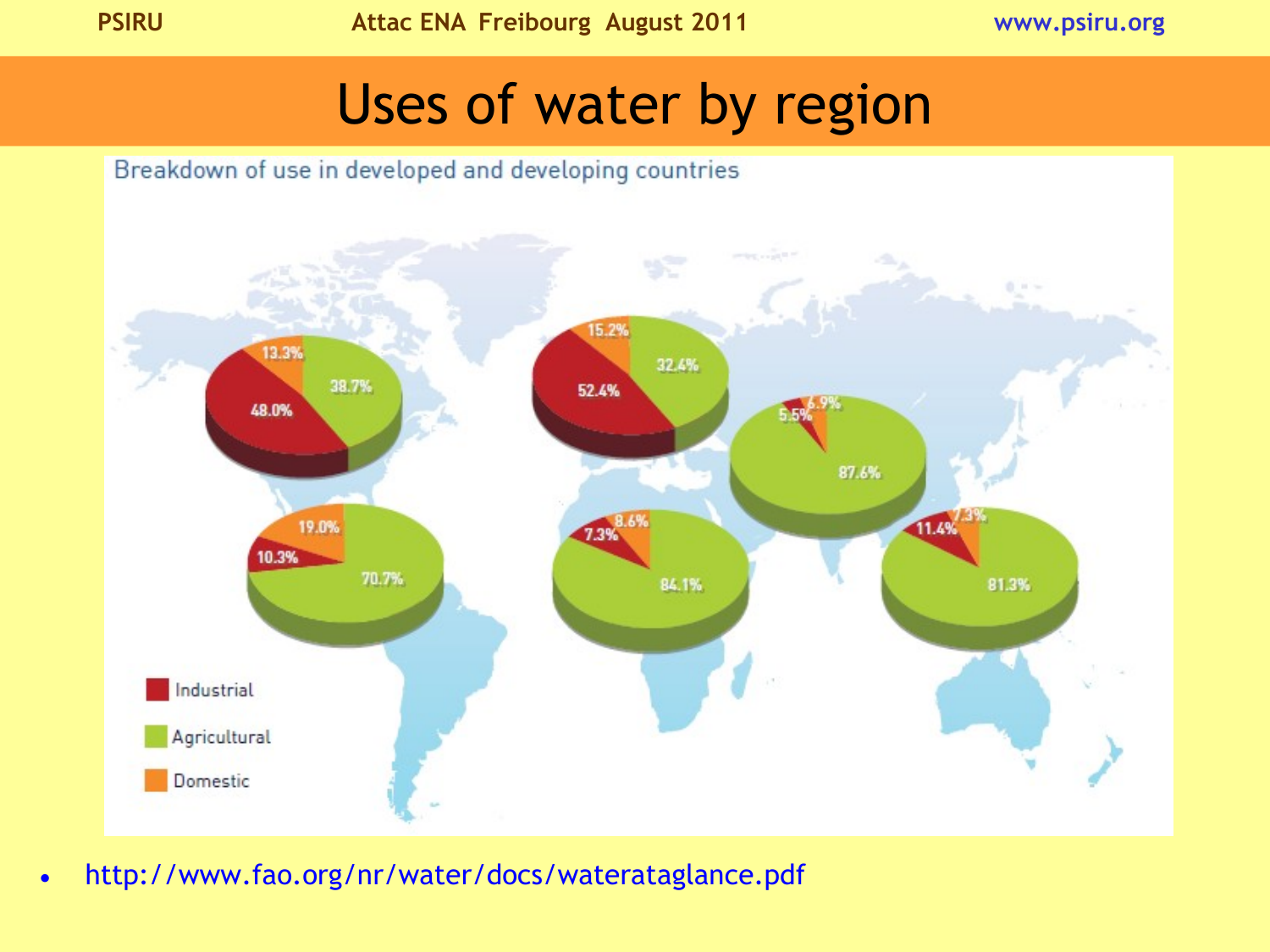# Uses of water by region

Breakdown of use in developed and developing countries

| Region | Industrial | Agricultural | Domestic |
|---|---|---|---|
| North America | 48.0% | 38.7% | 13.3% |
| Europe | 52.4% | 32.4% | 15.2% |
| Asia | 5.5% | 87.6% | 6.9% |
| Latin America | 10.3% | 70.7% | 19.0% |
| Africa | 7.3% | 84.1% | 8.6% |
| Oceania / South-East Asia | 11.4% | 81.3% | 7.3% |

- http://www.fao.org/nr/water/docs/wateratаglance.pdf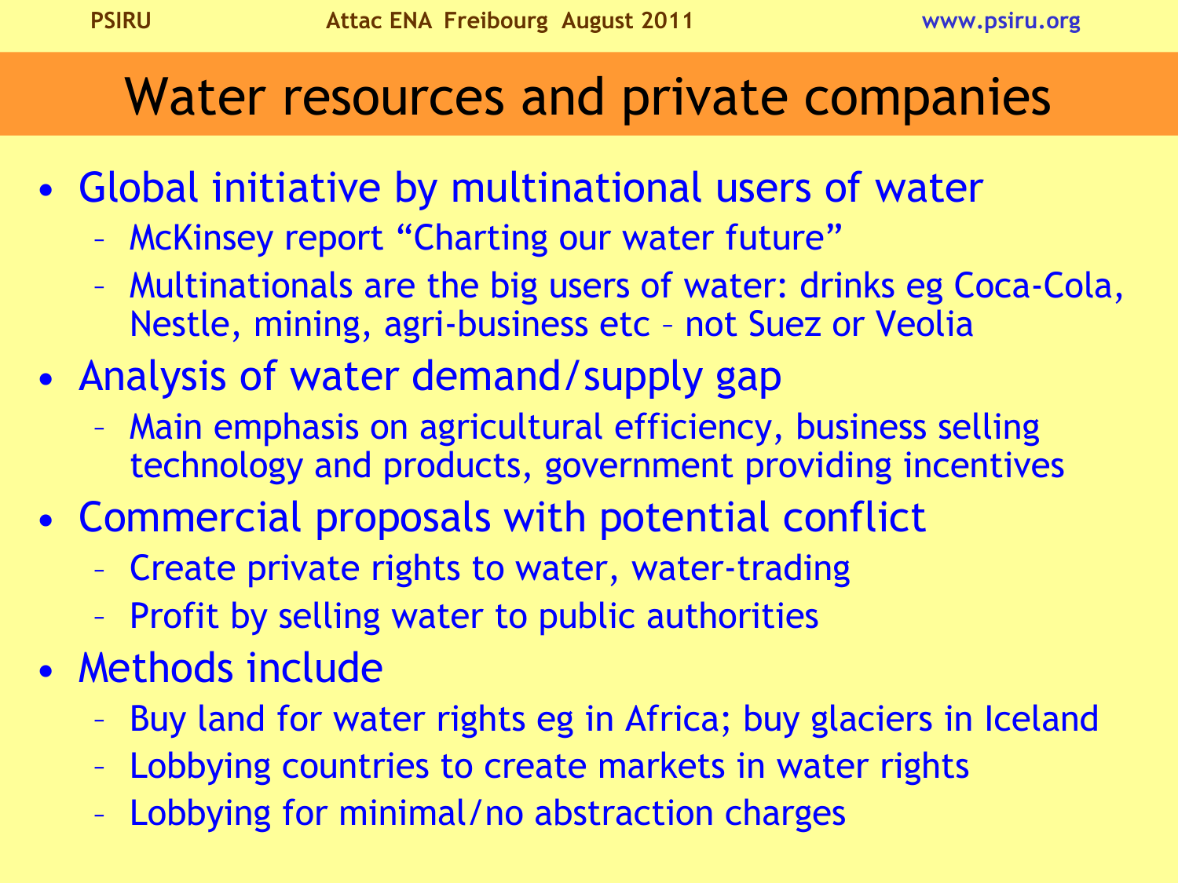# Water resources and private companies

- Global initiative by multinational users of water
  - McKinsey report “Charting our water future”
  - Multinationals are the big users of water: drinks eg Coca-Cola, Nestle, mining, agri-business etc – not Suez or Veolia
- Analysis of water demand/supply gap
  - Main emphasis on agricultural efficiency, business selling technology and products, government providing incentives
- Commercial proposals with potential conflict
  - Create private rights to water, water-trading
  - Profit by selling water to public authorities
- Methods include
  - Buy land for water rights eg in Africa; buy glaciers in Iceland
  - Lobbying countries to create markets in water rights
  - Lobbying for minimal/no abstraction charges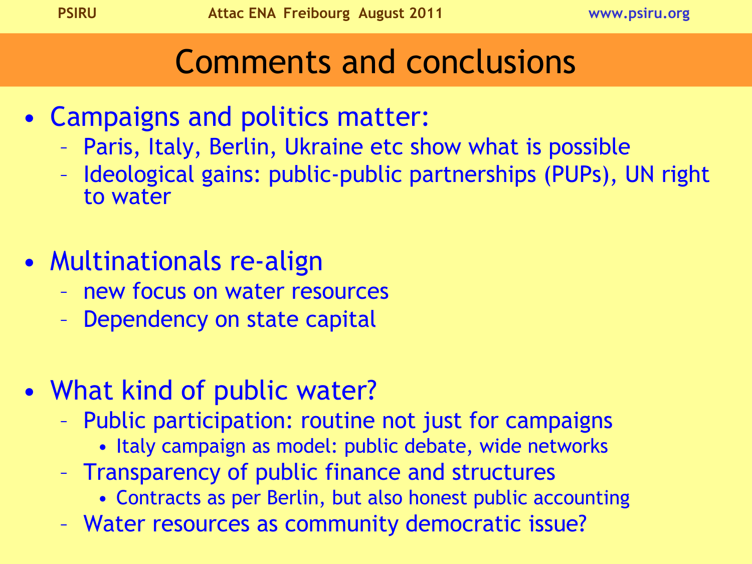# Comments and conclusions

- Campaigns and politics matter:
  - Paris, Italy, Berlin, Ukraine etc show what is possible
  - Ideological gains: public-public partnerships (PUPs), UN right to water

- Multinationals re-align
  - new focus on water resources
  - Dependency on state capital

- What kind of public water?
  - Public participation: routine not just for campaigns
    - Italy campaign as model: public debate, wide networks
  - Transparency of public finance and structures
    - Contracts as per Berlin, but also honest public accounting
  - Water resources as community democratic issue?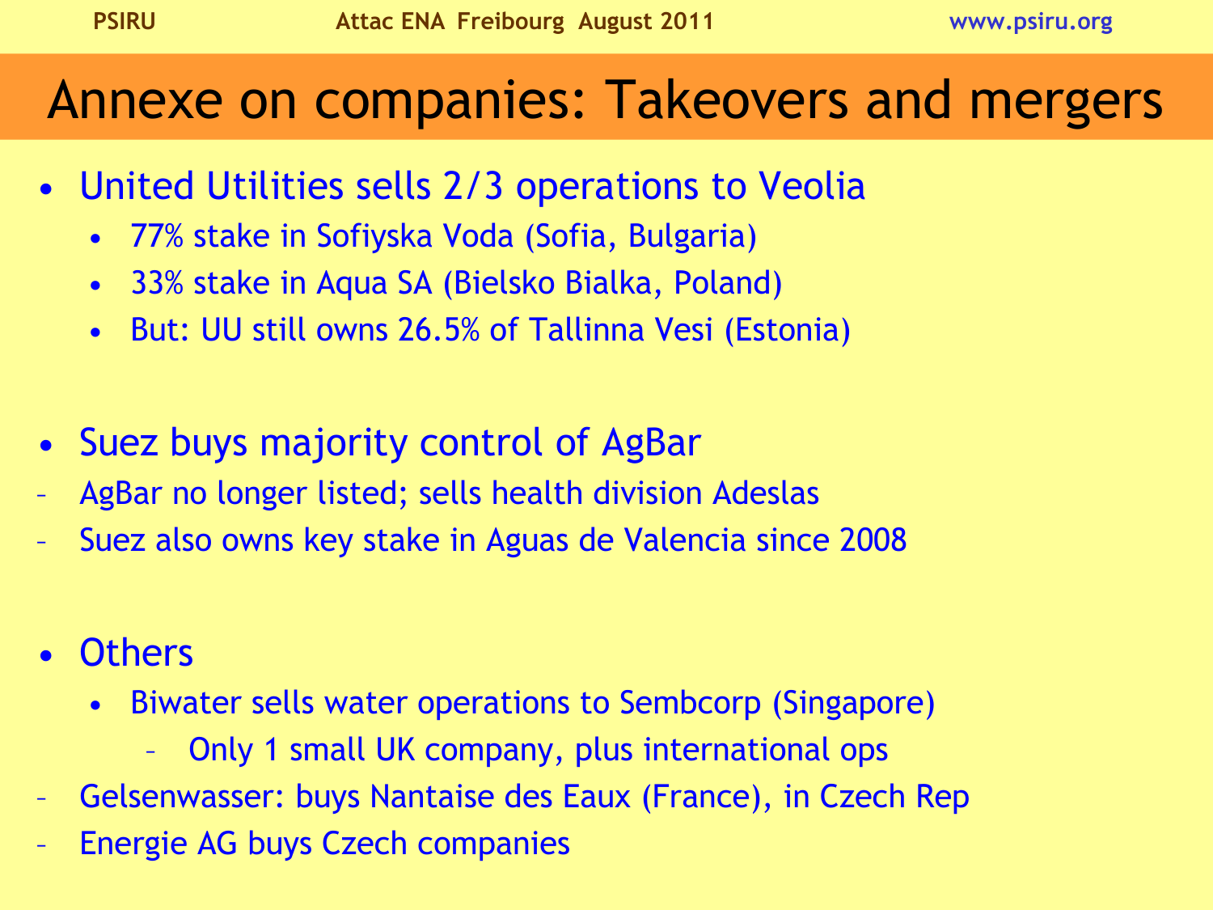# Annexe on companies: Takeovers and mergers

- United Utilities sells 2/3 operations to Veolia
  - 77% stake in Sofiyska Voda (Sofia, Bulgaria)
  - 33% stake in Aqua SA (Bielsko Bialka, Poland)
  - But: UU still owns 26.5% of Tallinna Vesi (Estonia)

- Suez buys majority control of AgBar
  - AgBar no longer listed; sells health division Adeslas
  - Suez also owns key stake in Aguas de Valencia since 2008

- Others
  - Biwater sells water operations to Sembcorp (Singapore)
    - Only 1 small UK company, plus international ops
  - Gelsenwasser: buys Nantaise des Eaux (France), in Czech Rep
  - Energie AG buys Czech companies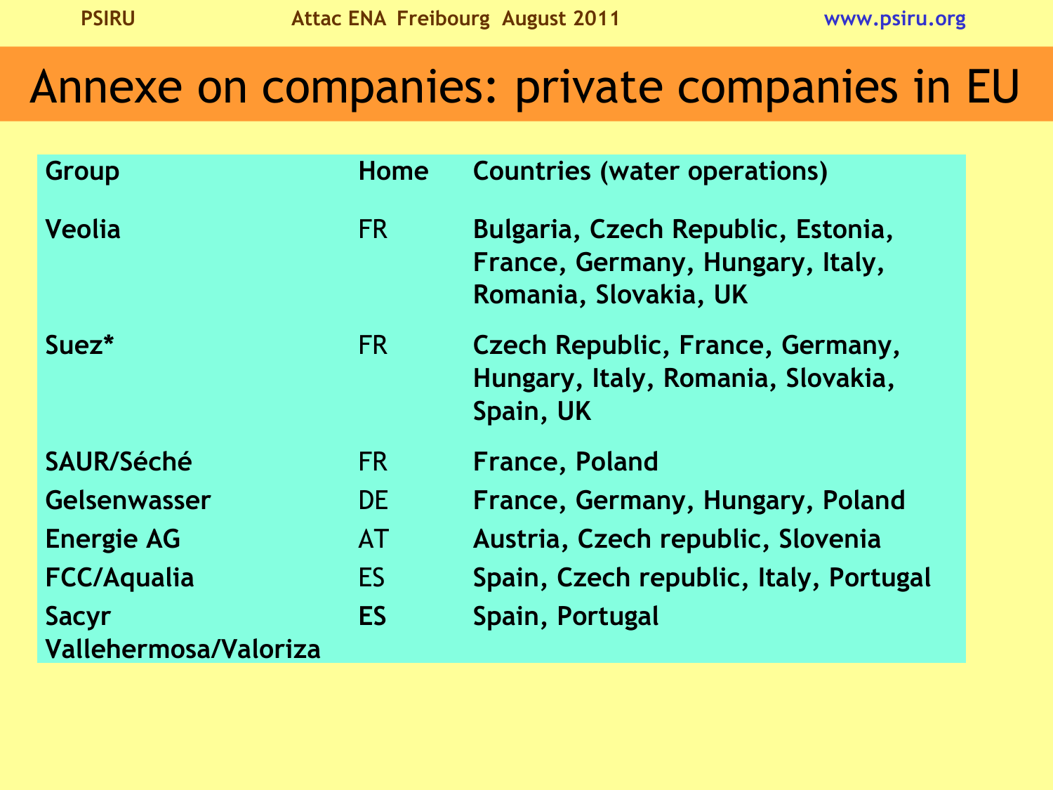# Annexe on companies: private companies in EU

| Group | Home | Countries (water operations) |
| --- | --- | --- |
| Veolia | FR | Bulgaria, Czech Republic, Estonia, France, Germany, Hungary, Italy, Romania, Slovakia, UK |
| Suez* | FR | Czech Republic, France, Germany, Hungary, Italy, Romania, Slovakia, Spain, UK |
| SAUR/Séché | FR | France, Poland |
| Gelsenwasser | DE | France, Germany, Hungary, Poland |
| Energie AG | AT | Austria, Czech republic, Slovenia |
| FCC/Aqualia | ES | Spain, Czech republic, Italy, Portugal |
| Sacyr Vallehermosa/Valoriza | ES | Spain, Portugal |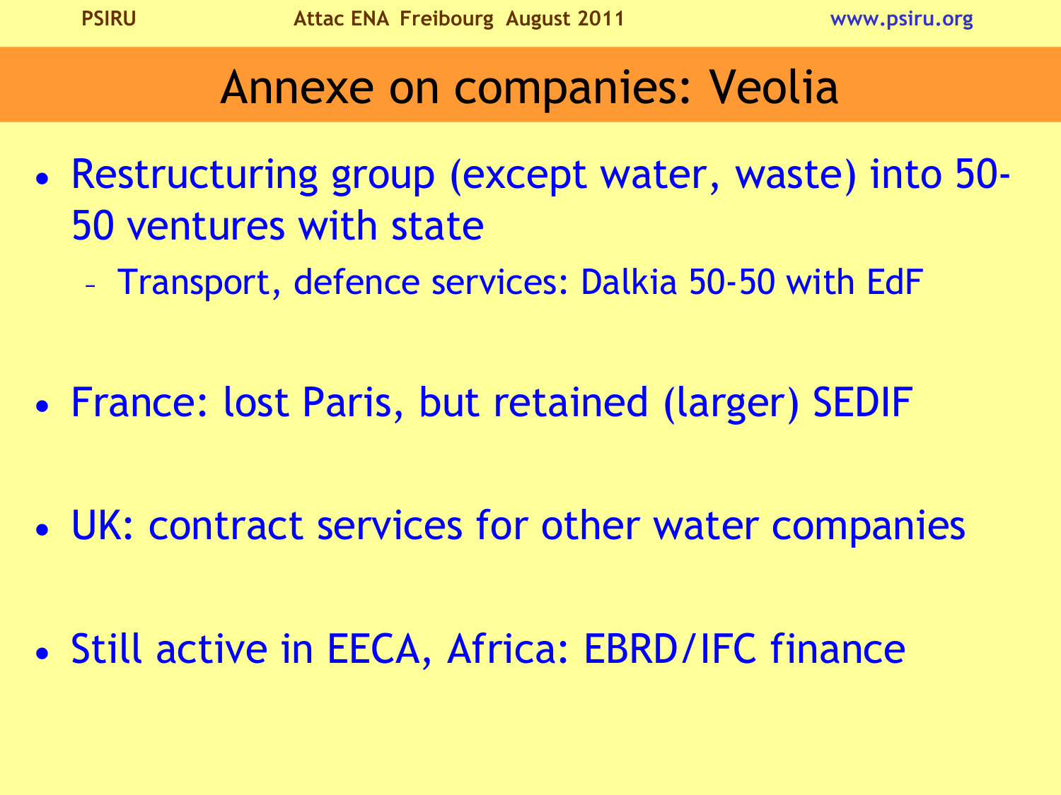# Annexe on companies: Veolia

- Restructuring group (except water, waste) into 50-50 ventures with state
  - Transport, defence services: Dalkia 50-50 with EdF
- France: lost Paris, but retained (larger) SEDIF
- UK: contract services for other water companies
- Still active in EECA, Africa: EBRD/IFC finance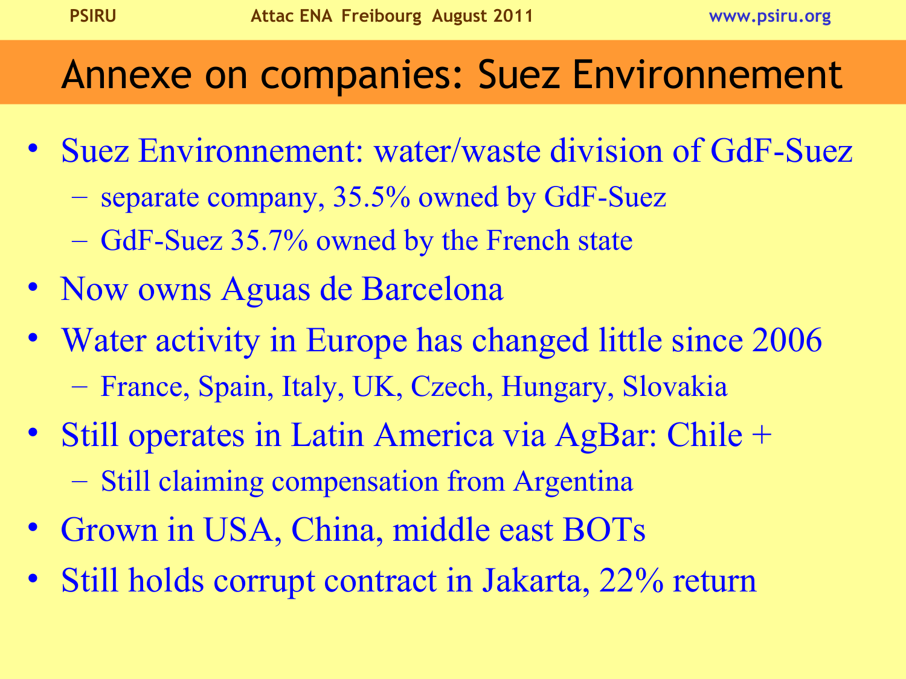# Annexe on companies: Suez Environnement

- Suez Environnement: water/waste division of GdF-Suez
  - separate company, 35.5% owned by GdF-Suez
  - GdF-Suez 35.7% owned by the French state
- Now owns Aguas de Barcelona
- Water activity in Europe has changed little since 2006
  - France, Spain, Italy, UK, Czech, Hungary, Slovakia
- Still operates in Latin America via AgBar: Chile +
  - Still claiming compensation from Argentina
- Grown in USA, China, middle east BOTs
- Still holds corrupt contract in Jakarta, 22% return